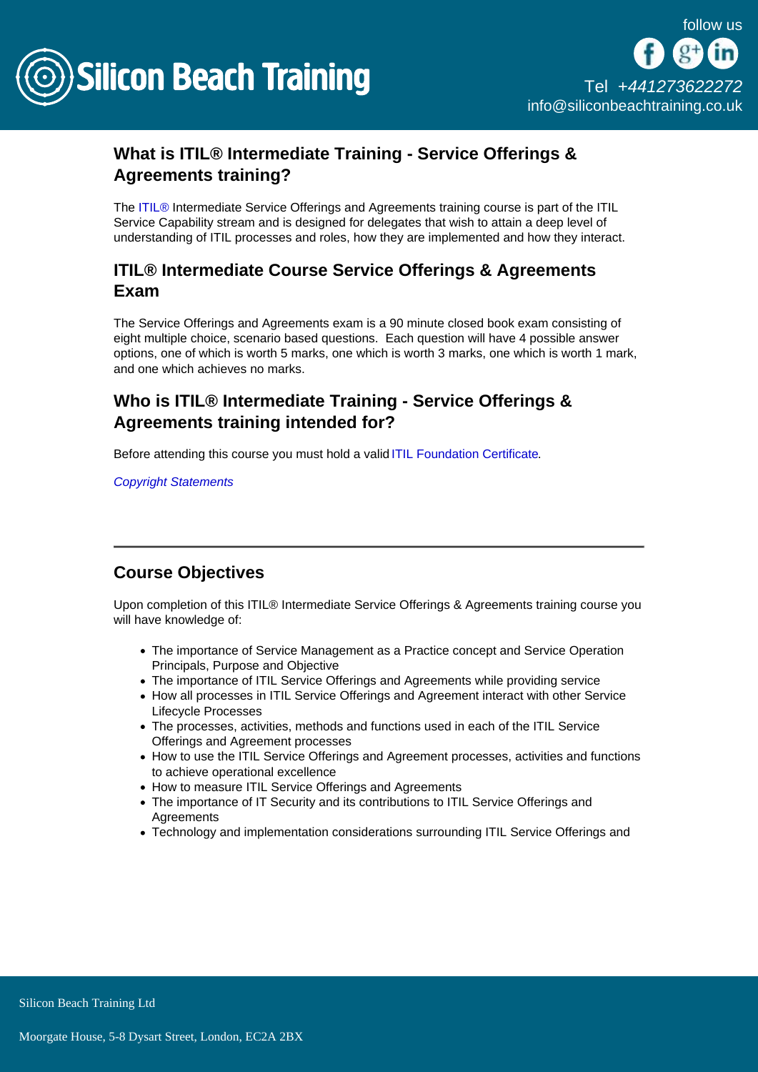## What is ITIL® Intermediate Training - Service Offerings & Agreements training?

The ITIL® Intermediate Service Offerings and Agreements training course is part of the ITIL Service Capability stream and is designed for delegates that wish to attain a deep level of understanding of ITIL processes and roles, how they are implemented and how they interact.

## ITIL® Intermediate Course Service Offerings & Agreements Exam

The Service Offerings and Agreements exam is a 90 minute closed book exam consisting of eight multiple choice, scenario based questions. Each question will have 4 possible answer options, one of which is worth 5 marks, one which is worth 3 marks, one which is worth 1 mark, and one which achieves no marks.

## Who is ITIL® Intermediate Training - Service Offerings & Agreements training intended for?

Before attending this course you must hold a valid ITIL Foundation Certificate.

*Copyright Statements*

---

## Course Objectives

Upon completion of this ITIL® Intermediate Service Offerings & Agreements training course you will have knowledge of:

- The importance of Service Management as a Practice concept and Service Operation Principals, Purpose and Objective
- The importance of ITIL Service Offerings and Agreements while providing service
- How all processes in ITIL Service Offerings and Agreement interact with other Service Lifecycle Processes
- The processes, activities, methods and functions used in each of the ITIL Service Offerings and Agreement processes
- How to use the ITIL Service Offerings and Agreement processes, activities and functions to achieve operational excellence
- How to measure ITIL Service Offerings and Agreements
- The importance of IT Security and its contributions to ITIL Service Offerings and Agreements
- Technology and implementation considerations surrounding ITIL Service Offerings and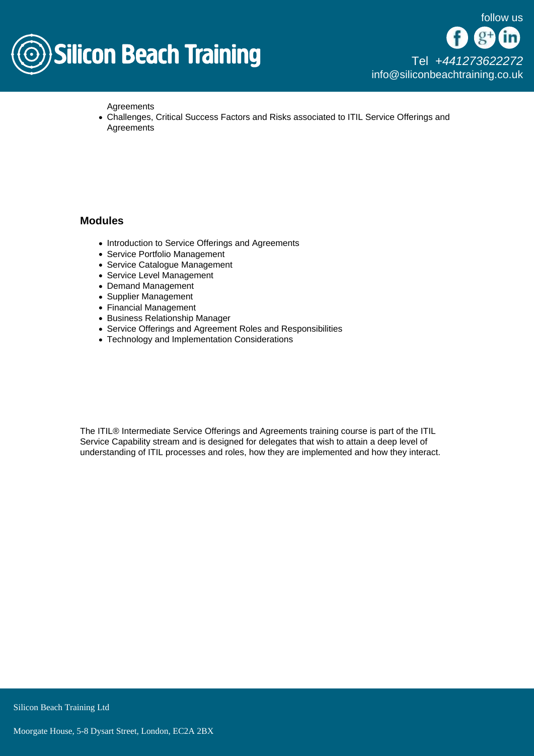Agreements

- Challenges, Critical Success Factors and Risks associated to ITIL Service Offerings and Agreements

## Modules

- Introduction to Service Offerings and Agreements
- Service Portfolio Management
- Service Catalogue Management
- Service Level Management
- Demand Management
- Supplier Management
- Financial Management
- Business Relationship Manager
- Service Offerings and Agreement Roles and Responsibilities
- Technology and Implementation Considerations

The ITIL® Intermediate Service Offerings and Agreements training course is part of the ITIL Service Capability stream and is designed for delegates that wish to attain a deep level of understanding of ITIL processes and roles, how they are implemented and how they interact.